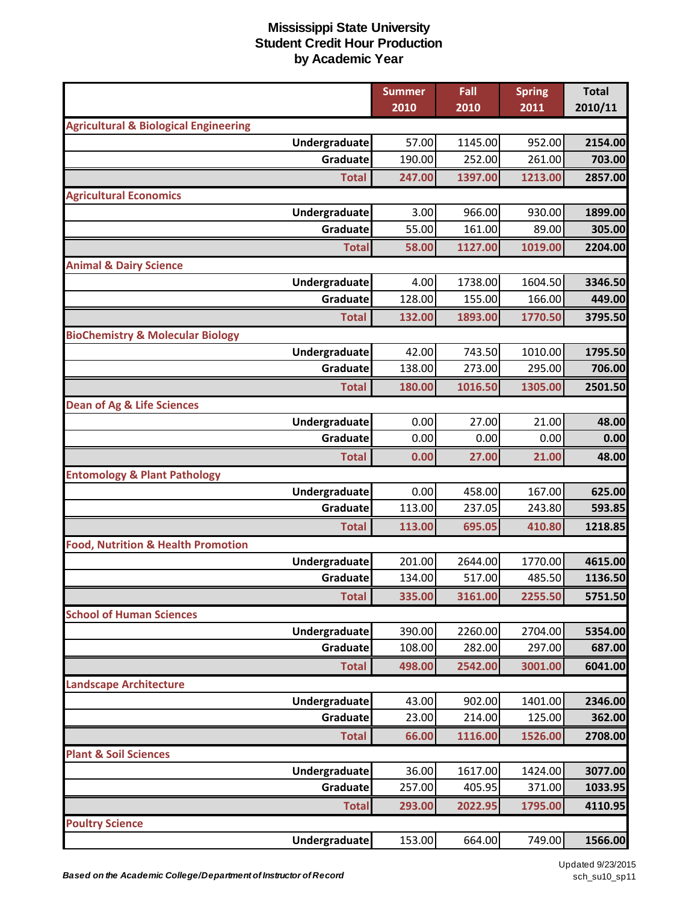# Mississippi State University
# Student Credit Hour Production
# by Academic Year

| | Summer 2010 | Fall 2010 | Spring 2011 | Total 2010/11 |
|---|---|---|---|---|
| **Agricultural & Biological Engineering** | | | | |
| Undergraduate | 57.00 | 1145.00 | 952.00 | 2154.00 |
| Graduate | 190.00 | 252.00 | 261.00 | 703.00 |
| **Total** | **247.00** | **1397.00** | **1213.00** | **2857.00** |
| **Agricultural Economics** | | | | |
| Undergraduate | 3.00 | 966.00 | 930.00 | 1899.00 |
| Graduate | 55.00 | 161.00 | 89.00 | 305.00 |
| **Total** | **58.00** | **1127.00** | **1019.00** | **2204.00** |
| **Animal & Dairy Science** | | | | |
| Undergraduate | 4.00 | 1738.00 | 1604.50 | 3346.50 |
| Graduate | 128.00 | 155.00 | 166.00 | 449.00 |
| **Total** | **132.00** | **1893.00** | **1770.50** | **3795.50** |
| **BioChemistry & Molecular Biology** | | | | |
| Undergraduate | 42.00 | 743.50 | 1010.00 | 1795.50 |
| Graduate | 138.00 | 273.00 | 295.00 | 706.00 |
| **Total** | **180.00** | **1016.50** | **1305.00** | **2501.50** |
| **Dean of Ag & Life Sciences** | | | | |
| Undergraduate | 0.00 | 27.00 | 21.00 | 48.00 |
| Graduate | 0.00 | 0.00 | 0.00 | 0.00 |
| **Total** | **0.00** | **27.00** | **21.00** | **48.00** |
| **Entomology & Plant Pathology** | | | | |
| Undergraduate | 0.00 | 458.00 | 167.00 | 625.00 |
| Graduate | 113.00 | 237.05 | 243.80 | 593.85 |
| **Total** | **113.00** | **695.05** | **410.80** | **1218.85** |
| **Food, Nutrition & Health Promotion** | | | | |
| Undergraduate | 201.00 | 2644.00 | 1770.00 | 4615.00 |
| Graduate | 134.00 | 517.00 | 485.50 | 1136.50 |
| **Total** | **335.00** | **3161.00** | **2255.50** | **5751.50** |
| **School of Human Sciences** | | | | |
| Undergraduate | 390.00 | 2260.00 | 2704.00 | 5354.00 |
| Graduate | 108.00 | 282.00 | 297.00 | 687.00 |
| **Total** | **498.00** | **2542.00** | **3001.00** | **6041.00** |
| **Landscape Architecture** | | | | |
| Undergraduate | 43.00 | 902.00 | 1401.00 | 2346.00 |
| Graduate | 23.00 | 214.00 | 125.00 | 362.00 |
| **Total** | **66.00** | **1116.00** | **1526.00** | **2708.00** |
| **Plant & Soil Sciences** | | | | |
| Undergraduate | 36.00 | 1617.00 | 1424.00 | 3077.00 |
| Graduate | 257.00 | 405.95 | 371.00 | 1033.95 |
| **Total** | **293.00** | **2022.95** | **1795.00** | **4110.95** |
| **Poultry Science** | | | | |
| Undergraduate | 153.00 | 664.00 | 749.00 | 1566.00 |

*Based on the Academic College/Department of Instructor of Record*

Updated 9/23/2015
sch_su10_sp11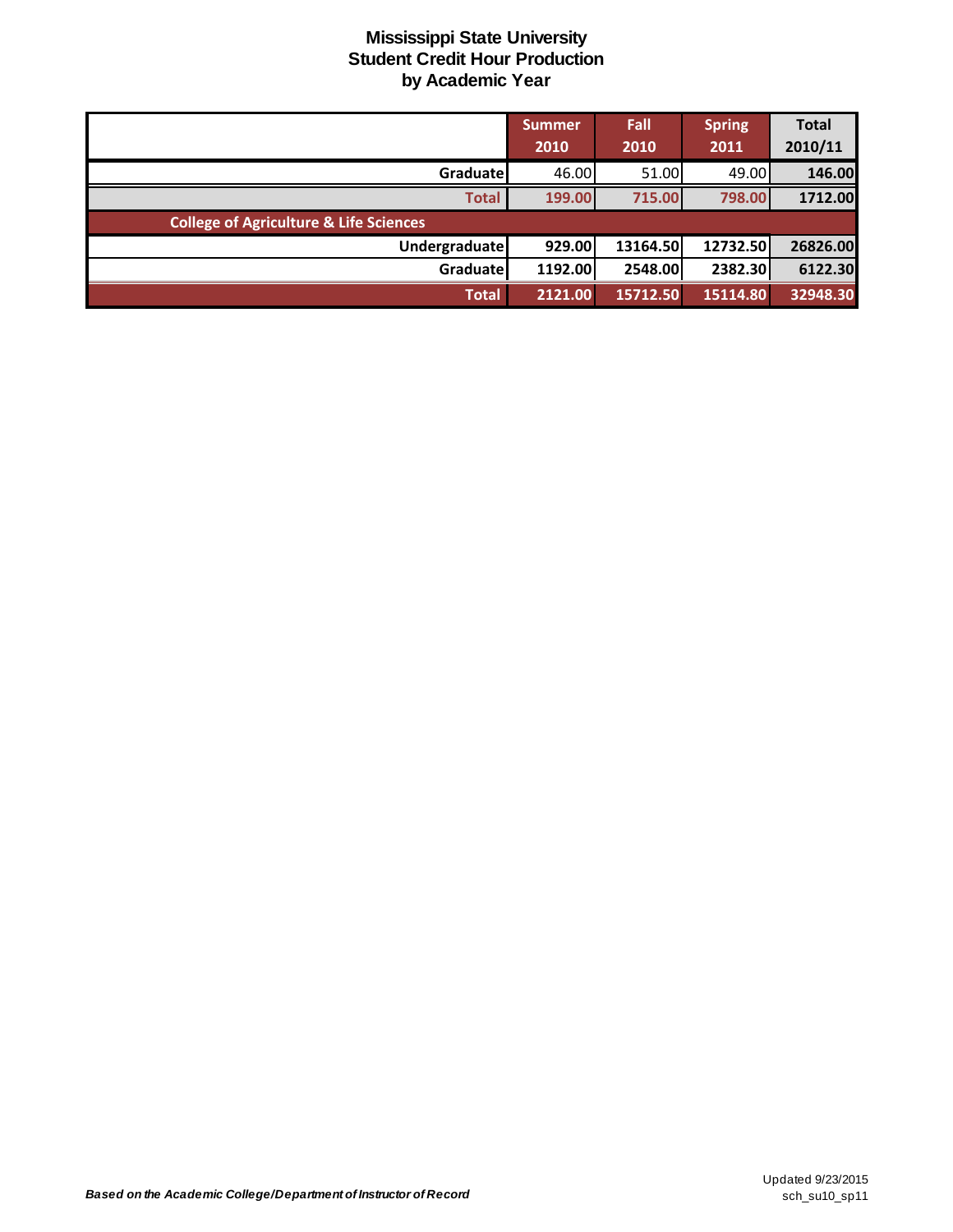# Mississippi State University
## Student Credit Hour Production
### by Academic Year

| | Summer 2010 | Fall 2010 | Spring 2011 | Total 2010/11 |
|---|---|---|---|---|
| Graduate | 46.00 | 51.00 | 49.00 | **146.00** |
| **Total** | **199.00** | **715.00** | **798.00** | **1712.00** |
| **College of Agriculture & Life Sciences** | | | | |
| **Undergraduate** | **929.00** | **13164.50** | **12732.50** | **26826.00** |
| **Graduate** | **1192.00** | **2548.00** | **2382.30** | **6122.30** |
| **Total** | **2121.00** | **15712.50** | **15114.80** | **32948.30** |

***Based on the Academic College/Department of Instructor of Record***

Updated 9/23/2015
sch_su10_sp11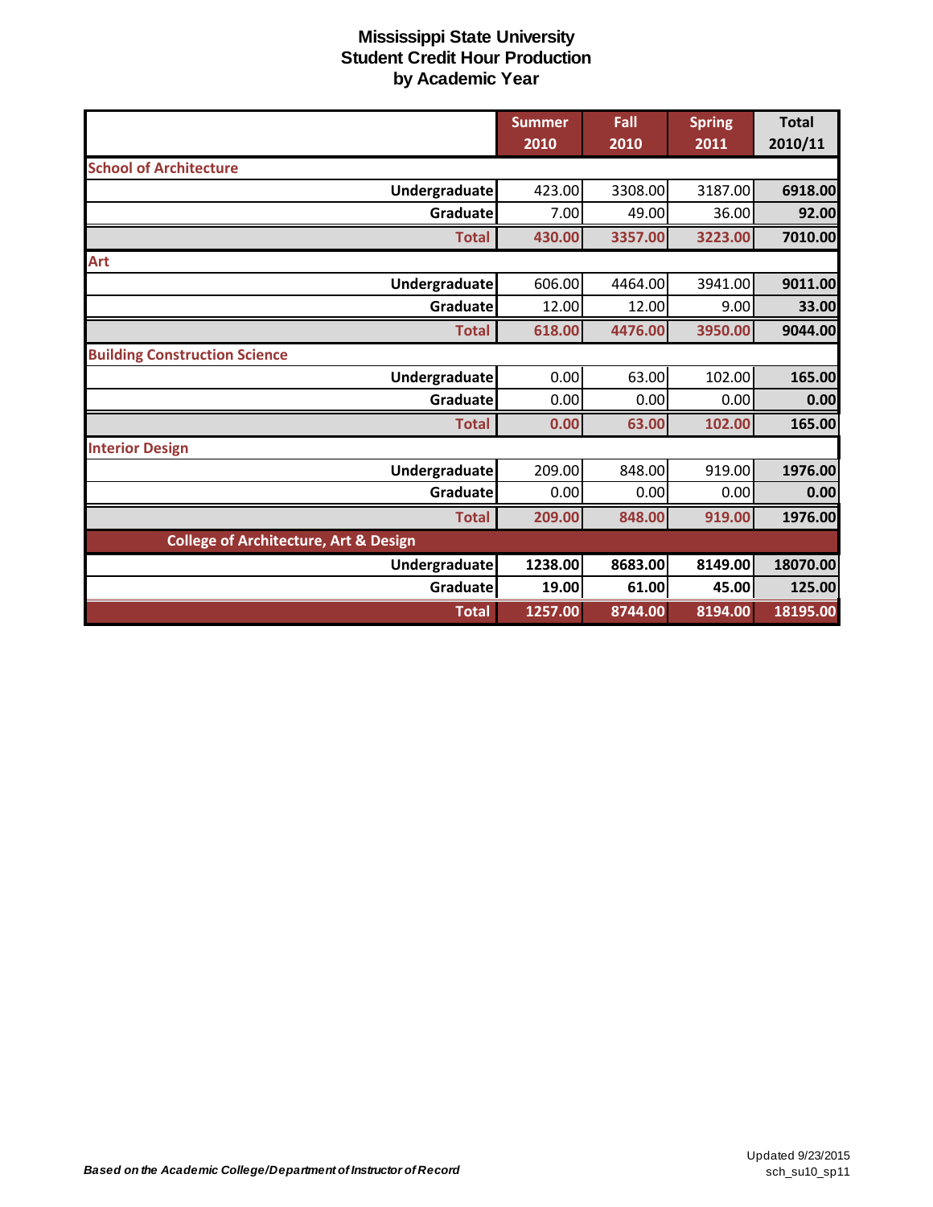# Mississippi State University
## Student Credit Hour Production
## by Academic Year

| | Summer 2010 | Fall 2010 | Spring 2011 | Total 2010/11 |
|---|---|---|---|---|
| **School of Architecture** | | | | |
| Undergraduate | 423.00 | 3308.00 | 3187.00 | 6918.00 |
| Graduate | 7.00 | 49.00 | 36.00 | 92.00 |
| **Total** | **430.00** | **3357.00** | **3223.00** | **7010.00** |
| **Art** | | | | |
| Undergraduate | 606.00 | 4464.00 | 3941.00 | 9011.00 |
| Graduate | 12.00 | 12.00 | 9.00 | 33.00 |
| **Total** | **618.00** | **4476.00** | **3950.00** | **9044.00** |
| **Building Construction Science** | | | | |
| Undergraduate | 0.00 | 63.00 | 102.00 | 165.00 |
| Graduate | 0.00 | 0.00 | 0.00 | 0.00 |
| **Total** | **0.00** | **63.00** | **102.00** | **165.00** |
| **Interior Design** | | | | |
| Undergraduate | 209.00 | 848.00 | 919.00 | 1976.00 |
| Graduate | 0.00 | 0.00 | 0.00 | 0.00 |
| **Total** | **209.00** | **848.00** | **919.00** | **1976.00** |
| **College of Architecture, Art & Design** | | | | |
| Undergraduate | 1238.00 | 8683.00 | 8149.00 | 18070.00 |
| Graduate | 19.00 | 61.00 | 45.00 | 125.00 |
| **Total** | **1257.00** | **8744.00** | **8194.00** | **18195.00** |

*Based on the Academic College/Department of Instructor of Record*

Updated 9/23/2015
sch_su10_sp11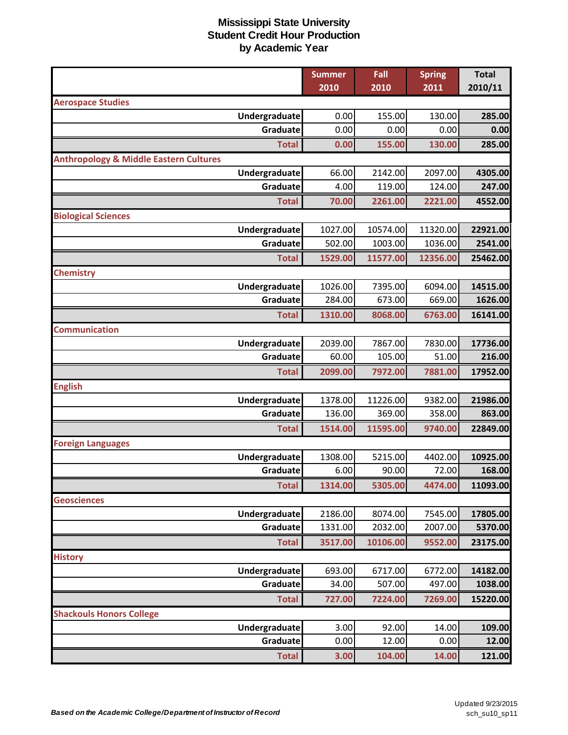# Mississippi State University
## Student Credit Hour Production
### by Academic Year

| | Summer 2010 | Fall 2010 | Spring 2011 | Total 2010/11 |
|---|---|---|---|---|
| **Aerospace Studies** | | | | |
| Undergraduate | 0.00 | 155.00 | 130.00 | 285.00 |
| Graduate | 0.00 | 0.00 | 0.00 | 0.00 |
| **Total** | 0.00 | 155.00 | 130.00 | 285.00 |
| **Anthropology & Middle Eastern Cultures** | | | | |
| Undergraduate | 66.00 | 2142.00 | 2097.00 | 4305.00 |
| Graduate | 4.00 | 119.00 | 124.00 | 247.00 |
| **Total** | 70.00 | 2261.00 | 2221.00 | 4552.00 |
| **Biological Sciences** | | | | |
| Undergraduate | 1027.00 | 10574.00 | 11320.00 | 22921.00 |
| Graduate | 502.00 | 1003.00 | 1036.00 | 2541.00 |
| **Total** | 1529.00 | 11577.00 | 12356.00 | 25462.00 |
| **Chemistry** | | | | |
| Undergraduate | 1026.00 | 7395.00 | 6094.00 | 14515.00 |
| Graduate | 284.00 | 673.00 | 669.00 | 1626.00 |
| **Total** | 1310.00 | 8068.00 | 6763.00 | 16141.00 |
| **Communication** | | | | |
| Undergraduate | 2039.00 | 7867.00 | 7830.00 | 17736.00 |
| Graduate | 60.00 | 105.00 | 51.00 | 216.00 |
| **Total** | 2099.00 | 7972.00 | 7881.00 | 17952.00 |
| **English** | | | | |
| Undergraduate | 1378.00 | 11226.00 | 9382.00 | 21986.00 |
| Graduate | 136.00 | 369.00 | 358.00 | 863.00 |
| **Total** | 1514.00 | 11595.00 | 9740.00 | 22849.00 |
| **Foreign Languages** | | | | |
| Undergraduate | 1308.00 | 5215.00 | 4402.00 | 10925.00 |
| Graduate | 6.00 | 90.00 | 72.00 | 168.00 |
| **Total** | 1314.00 | 5305.00 | 4474.00 | 11093.00 |
| **Geosciences** | | | | |
| Undergraduate | 2186.00 | 8074.00 | 7545.00 | 17805.00 |
| Graduate | 1331.00 | 2032.00 | 2007.00 | 5370.00 |
| **Total** | 3517.00 | 10106.00 | 9552.00 | 23175.00 |
| **History** | | | | |
| Undergraduate | 693.00 | 6717.00 | 6772.00 | 14182.00 |
| Graduate | 34.00 | 507.00 | 497.00 | 1038.00 |
| **Total** | 727.00 | 7224.00 | 7269.00 | 15220.00 |
| **Shackouls Honors College** | | | | |
| Undergraduate | 3.00 | 92.00 | 14.00 | 109.00 |
| Graduate | 0.00 | 12.00 | 0.00 | 12.00 |
| **Total** | 3.00 | 104.00 | 14.00 | 121.00 |

*Based on the Academic College/Department of Instructor of Record*

Updated 9/23/2015
sch_su10_sp11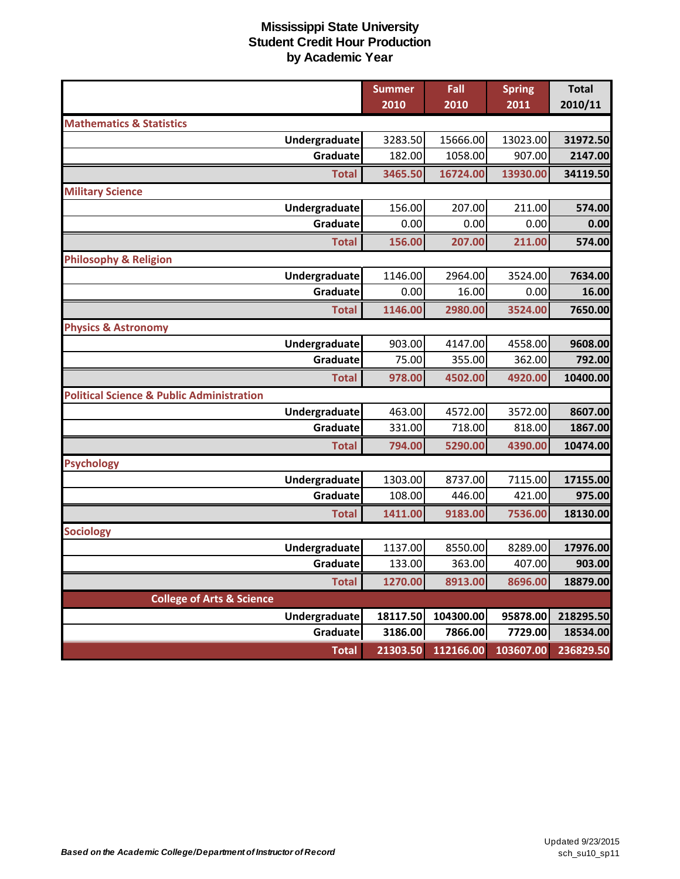# Mississippi State University
## Student Credit Hour Production
## by Academic Year

| | Summer 2010 | Fall 2010 | Spring 2011 | Total 2010/11 |
|---|---|---|---|---|
| **Mathematics & Statistics** | | | | |
| Undergraduate | 3283.50 | 15666.00 | 13023.00 | 31972.50 |
| Graduate | 182.00 | 1058.00 | 907.00 | 2147.00 |
| Total | 3465.50 | 16724.00 | 13930.00 | 34119.50 |
| **Military Science** | | | | |
| Undergraduate | 156.00 | 207.00 | 211.00 | 574.00 |
| Graduate | 0.00 | 0.00 | 0.00 | 0.00 |
| Total | 156.00 | 207.00 | 211.00 | 574.00 |
| **Philosophy & Religion** | | | | |
| Undergraduate | 1146.00 | 2964.00 | 3524.00 | 7634.00 |
| Graduate | 0.00 | 16.00 | 0.00 | 16.00 |
| Total | 1146.00 | 2980.00 | 3524.00 | 7650.00 |
| **Physics & Astronomy** | | | | |
| Undergraduate | 903.00 | 4147.00 | 4558.00 | 9608.00 |
| Graduate | 75.00 | 355.00 | 362.00 | 792.00 |
| Total | 978.00 | 4502.00 | 4920.00 | 10400.00 |
| **Political Science & Public Administration** | | | | |
| Undergraduate | 463.00 | 4572.00 | 3572.00 | 8607.00 |
| Graduate | 331.00 | 718.00 | 818.00 | 1867.00 |
| Total | 794.00 | 5290.00 | 4390.00 | 10474.00 |
| **Psychology** | | | | |
| Undergraduate | 1303.00 | 8737.00 | 7115.00 | 17155.00 |
| Graduate | 108.00 | 446.00 | 421.00 | 975.00 |
| Total | 1411.00 | 9183.00 | 7536.00 | 18130.00 |
| **Sociology** | | | | |
| Undergraduate | 1137.00 | 8550.00 | 8289.00 | 17976.00 |
| Graduate | 133.00 | 363.00 | 407.00 | 903.00 |
| Total | 1270.00 | 8913.00 | 8696.00 | 18879.00 |
| **College of Arts & Science** | | | | |
| Undergraduate | 18117.50 | 104300.00 | 95878.00 | 218295.50 |
| Graduate | 3186.00 | 7866.00 | 7729.00 | 18534.00 |
| Total | 21303.50 | 112166.00 | 103607.00 | 236829.50 |

*Based on the Academic College/Department of Instructor of Record*

Updated 9/23/2015
sch_su10_sp11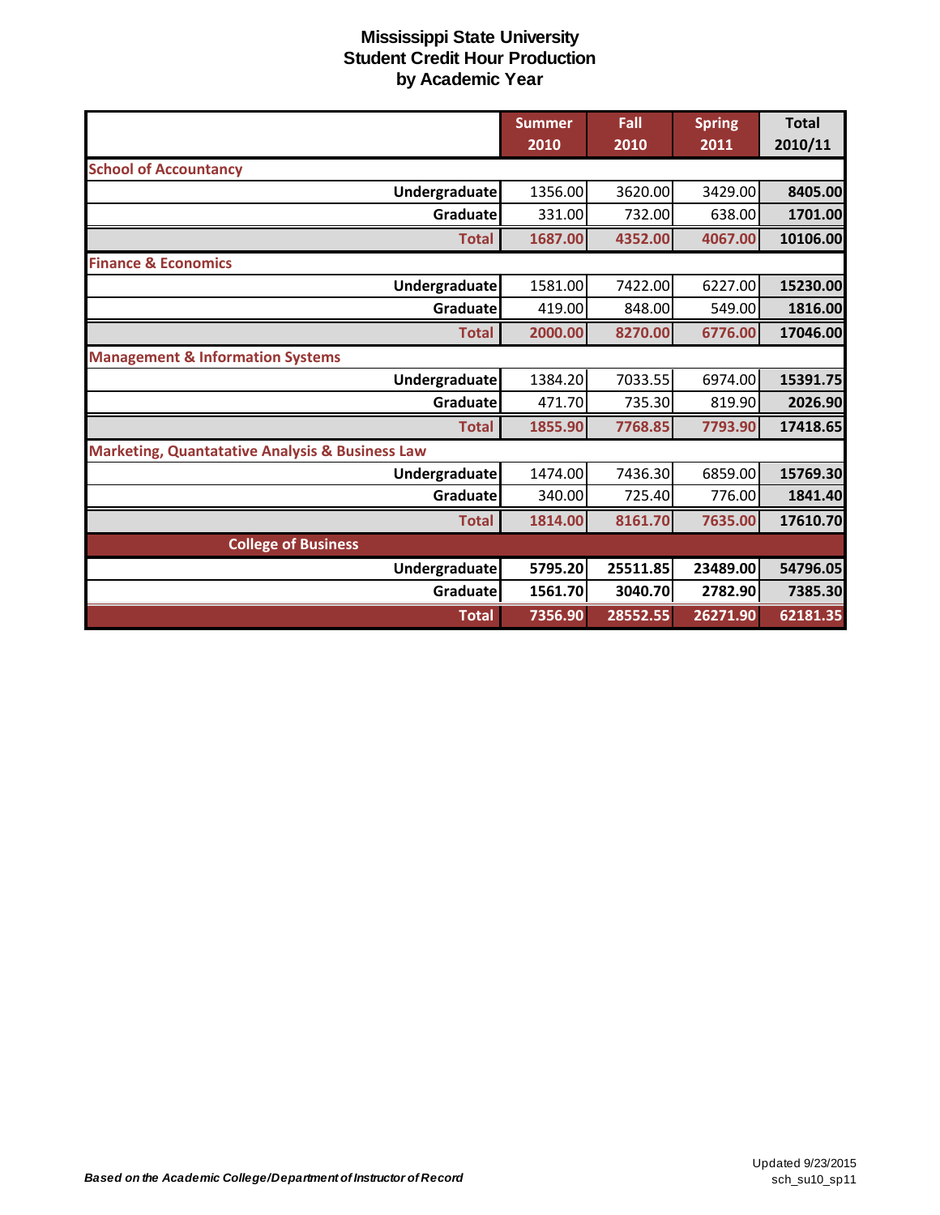# Mississippi State University
## Student Credit Hour Production
## by Academic Year

| | Summer 2010 | Fall 2010 | Spring 2011 | Total 2010/11 |
|---|---|---|---|---|
| **School of Accountancy** | | | | |
| **Undergraduate** | 1356.00 | 3620.00 | 3429.00 | **8405.00** |
| **Graduate** | 331.00 | 732.00 | 638.00 | **1701.00** |
| **Total** | **1687.00** | **4352.00** | **4067.00** | **10106.00** |
| **Finance & Economics** | | | | |
| **Undergraduate** | 1581.00 | 7422.00 | 6227.00 | **15230.00** |
| **Graduate** | 419.00 | 848.00 | 549.00 | **1816.00** |
| **Total** | **2000.00** | **8270.00** | **6776.00** | **17046.00** |
| **Management & Information Systems** | | | | |
| **Undergraduate** | 1384.20 | 7033.55 | 6974.00 | **15391.75** |
| **Graduate** | 471.70 | 735.30 | 819.90 | **2026.90** |
| **Total** | **1855.90** | **7768.85** | **7793.90** | **17418.65** |
| **Marketing, Quantatative Analysis & Business Law** | | | | |
| **Undergraduate** | 1474.00 | 7436.30 | 6859.00 | **15769.30** |
| **Graduate** | 340.00 | 725.40 | 776.00 | **1841.40** |
| **Total** | **1814.00** | **8161.70** | **7635.00** | **17610.70** |
| **College of Business** | | | | |
| **Undergraduate** | **5795.20** | **25511.85** | **23489.00** | **54796.05** |
| **Graduate** | **1561.70** | **3040.70** | **2782.90** | **7385.30** |
| **Total** | **7356.90** | **28552.55** | **26271.90** | **62181.35** |

***Based on the Academic College/Department of Instructor of Record***

Updated 9/23/2015
sch_su10_sp11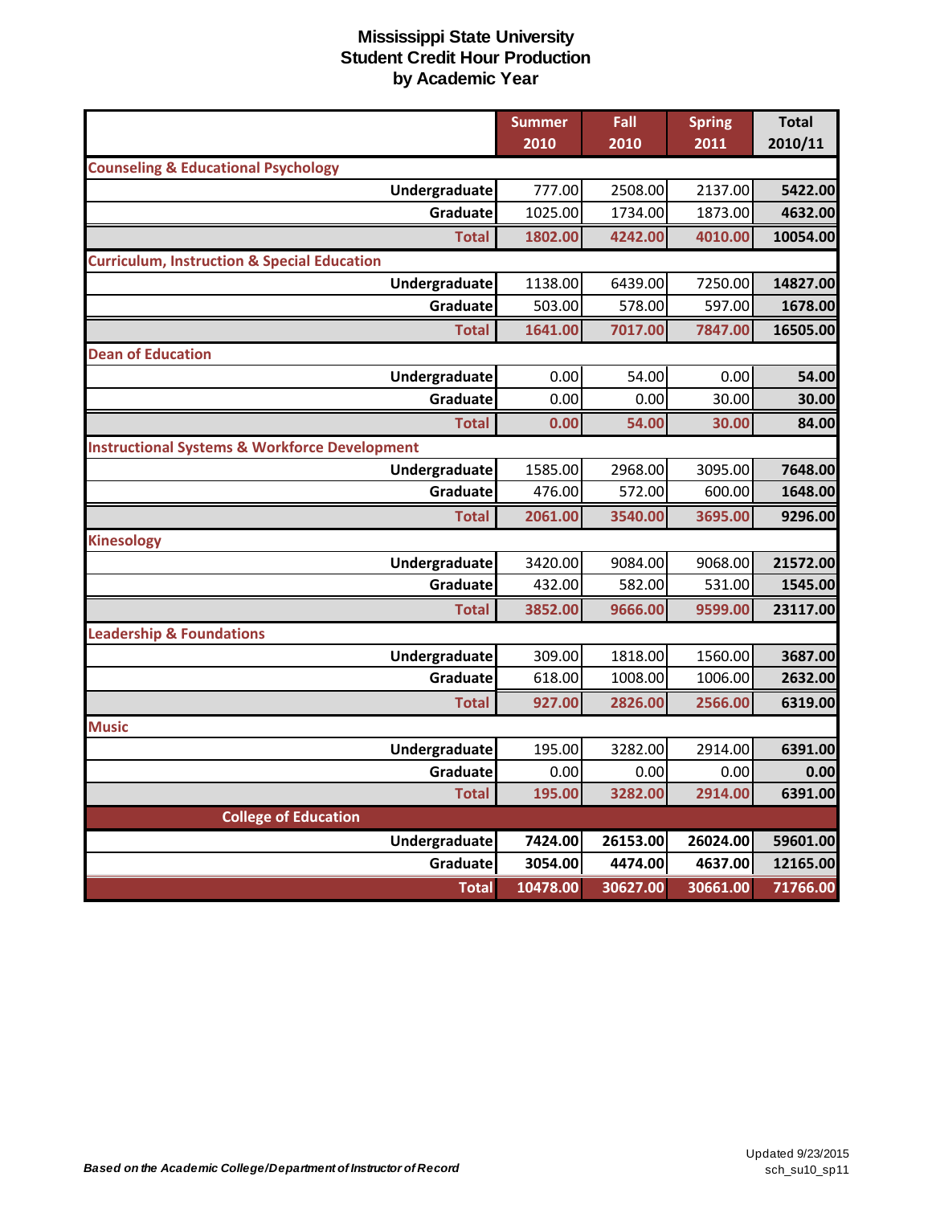# Mississippi State University
## Student Credit Hour Production
## by Academic Year

| | Summer 2010 | Fall 2010 | Spring 2011 | Total 2010/11 |
|---|---|---|---|---|
| **Counseling & Educational Psychology** | | | | |
| Undergraduate | 777.00 | 2508.00 | 2137.00 | 5422.00 |
| Graduate | 1025.00 | 1734.00 | 1873.00 | 4632.00 |
| Total | 1802.00 | 4242.00 | 4010.00 | 10054.00 |
| **Curriculum, Instruction & Special Education** | | | | |
| Undergraduate | 1138.00 | 6439.00 | 7250.00 | 14827.00 |
| Graduate | 503.00 | 578.00 | 597.00 | 1678.00 |
| Total | 1641.00 | 7017.00 | 7847.00 | 16505.00 |
| **Dean of Education** | | | | |
| Undergraduate | 0.00 | 54.00 | 0.00 | 54.00 |
| Graduate | 0.00 | 0.00 | 30.00 | 30.00 |
| Total | 0.00 | 54.00 | 30.00 | 84.00 |
| **Instructional Systems & Workforce Development** | | | | |
| Undergraduate | 1585.00 | 2968.00 | 3095.00 | 7648.00 |
| Graduate | 476.00 | 572.00 | 600.00 | 1648.00 |
| Total | 2061.00 | 3540.00 | 3695.00 | 9296.00 |
| **Kinesiology** | | | | |
| Undergraduate | 3420.00 | 9084.00 | 9068.00 | 21572.00 |
| Graduate | 432.00 | 582.00 | 531.00 | 1545.00 |
| Total | 3852.00 | 9666.00 | 9599.00 | 23117.00 |
| **Leadership & Foundations** | | | | |
| Undergraduate | 309.00 | 1818.00 | 1560.00 | 3687.00 |
| Graduate | 618.00 | 1008.00 | 1006.00 | 2632.00 |
| Total | 927.00 | 2826.00 | 2566.00 | 6319.00 |
| **Music** | | | | |
| Undergraduate | 195.00 | 3282.00 | 2914.00 | 6391.00 |
| Graduate | 0.00 | 0.00 | 0.00 | 0.00 |
| Total | 195.00 | 3282.00 | 2914.00 | 6391.00 |
| **College of Education** | | | | |
| Undergraduate | 7424.00 | 26153.00 | 26024.00 | 59601.00 |
| Graduate | 3054.00 | 4474.00 | 4637.00 | 12165.00 |
| Total | 10478.00 | 30627.00 | 30661.00 | 71766.00 |

***Based on the Academic College/Department of Instructor of Record***

Updated 9/23/2015
sch_su10_sp11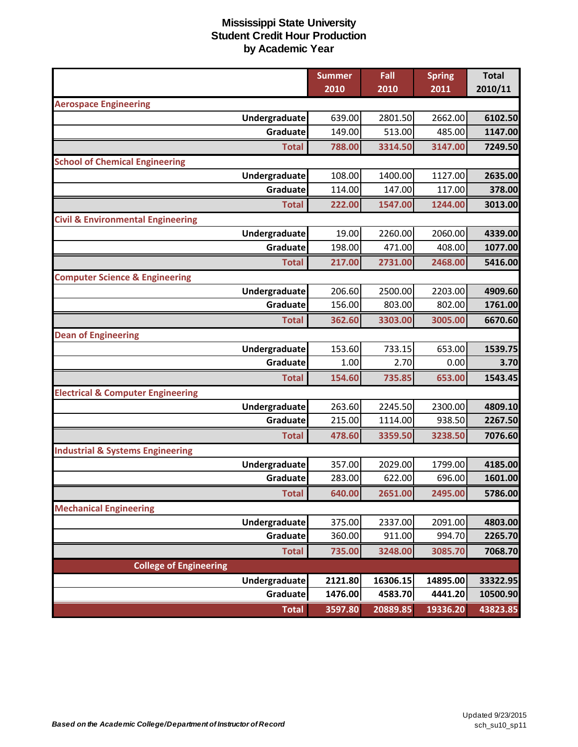# Mississippi State University
## Student Credit Hour Production
### by Academic Year

| | Summer 2010 | Fall 2010 | Spring 2011 | Total 2010/11 |
|---|---|---|---|---|
| **Aerospace Engineering** | | | | |
| Undergraduate | 639.00 | 2801.50 | 2662.00 | **6102.50** |
| Graduate | 149.00 | 513.00 | 485.00 | **1147.00** |
| **Total** | **788.00** | **3314.50** | **3147.00** | **7249.50** |
| **School of Chemical Engineering** | | | | |
| Undergraduate | 108.00 | 1400.00 | 1127.00 | **2635.00** |
| Graduate | 114.00 | 147.00 | 117.00 | **378.00** |
| **Total** | **222.00** | **1547.00** | **1244.00** | **3013.00** |
| **Civil & Environmental Engineering** | | | | |
| Undergraduate | 19.00 | 2260.00 | 2060.00 | **4339.00** |
| Graduate | 198.00 | 471.00 | 408.00 | **1077.00** |
| **Total** | **217.00** | **2731.00** | **2468.00** | **5416.00** |
| **Computer Science & Engineering** | | | | |
| Undergraduate | 206.60 | 2500.00 | 2203.00 | **4909.60** |
| Graduate | 156.00 | 803.00 | 802.00 | **1761.00** |
| **Total** | **362.60** | **3303.00** | **3005.00** | **6670.60** |
| **Dean of Engineering** | | | | |
| Undergraduate | 153.60 | 733.15 | 653.00 | **1539.75** |
| Graduate | 1.00 | 2.70 | 0.00 | **3.70** |
| **Total** | **154.60** | **735.85** | **653.00** | **1543.45** |
| **Electrical & Computer Engineering** | | | | |
| Undergraduate | 263.60 | 2245.50 | 2300.00 | **4809.10** |
| Graduate | 215.00 | 1114.00 | 938.50 | **2267.50** |
| **Total** | **478.60** | **3359.50** | **3238.50** | **7076.60** |
| **Industrial & Systems Engineering** | | | | |
| Undergraduate | 357.00 | 2029.00 | 1799.00 | **4185.00** |
| Graduate | 283.00 | 622.00 | 696.00 | **1601.00** |
| **Total** | **640.00** | **2651.00** | **2495.00** | **5786.00** |
| **Mechanical Engineering** | | | | |
| Undergraduate | 375.00 | 2337.00 | 2091.00 | **4803.00** |
| Graduate | 360.00 | 911.00 | 994.70 | **2265.70** |
| **Total** | **735.00** | **3248.00** | **3085.70** | **7068.70** |
| **College of Engineering** | | | | |
| Undergraduate | **2121.80** | **16306.15** | **14895.00** | **33322.95** |
| Graduate | **1476.00** | **4583.70** | **4441.20** | **10500.90** |
| **Total** | **3597.80** | **20889.85** | **19336.20** | **43823.85** |

***Based on the Academic College/Department of Instructor of Record***

Updated 9/23/2015
sch_su10_sp11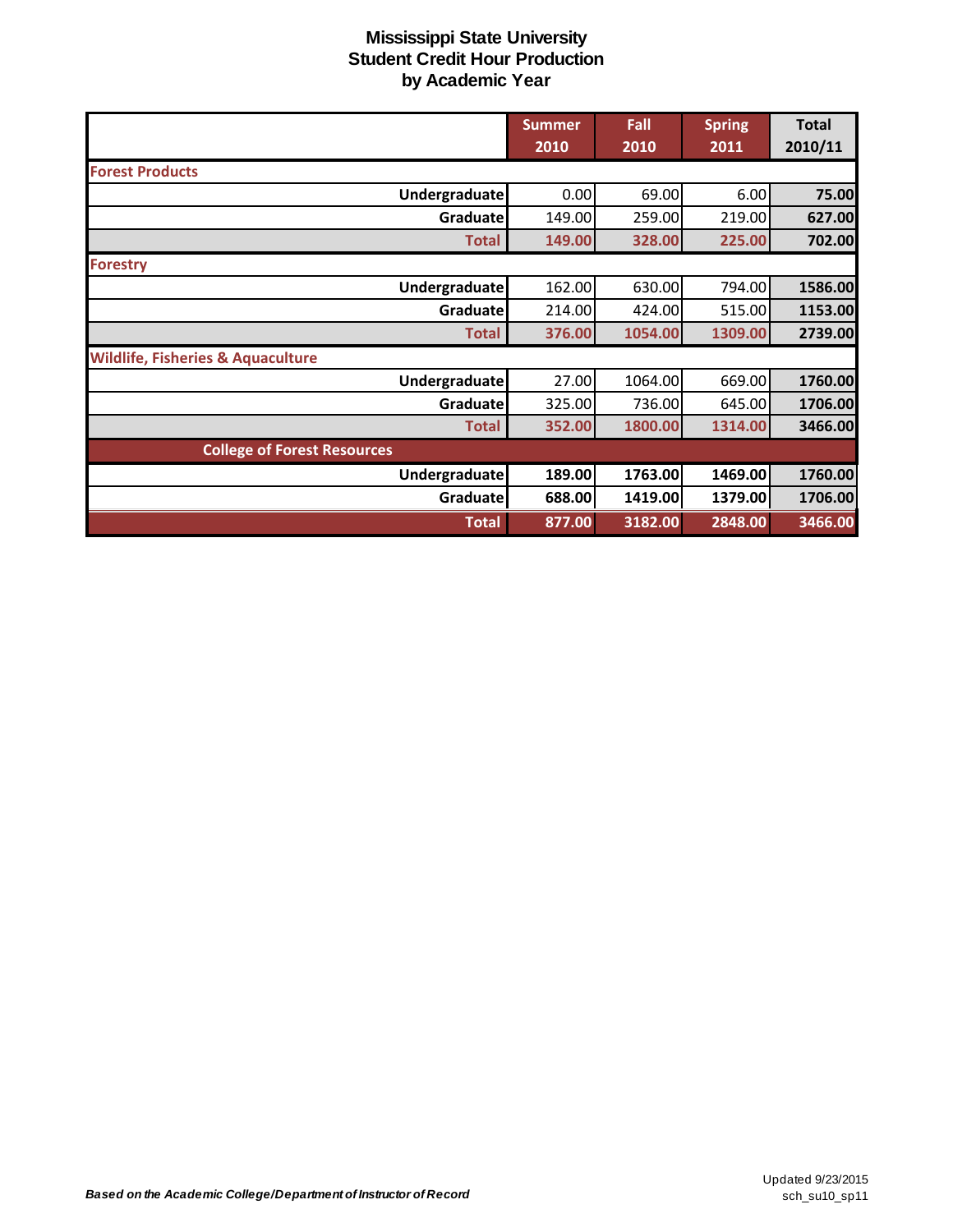# Mississippi State University
## Student Credit Hour Production
## by Academic Year

| | Summer 2010 | Fall 2010 | Spring 2011 | Total 2010/11 |
|---|---|---|---|---|
| **Forest Products** | | | | |
| Undergraduate | 0.00 | 69.00 | 6.00 | **75.00** |
| Graduate | 149.00 | 259.00 | 219.00 | **627.00** |
| **Total** | **149.00** | **328.00** | **225.00** | **702.00** |
| **Forestry** | | | | |
| Undergraduate | 162.00 | 630.00 | 794.00 | **1586.00** |
| Graduate | 214.00 | 424.00 | 515.00 | **1153.00** |
| **Total** | **376.00** | **1054.00** | **1309.00** | **2739.00** |
| **Wildlife, Fisheries & Aquaculture** | | | | |
| Undergraduate | 27.00 | 1064.00 | 669.00 | **1760.00** |
| Graduate | 325.00 | 736.00 | 645.00 | **1706.00** |
| **Total** | **352.00** | **1800.00** | **1314.00** | **3466.00** |
| **College of Forest Resources** | | | | |
| Undergraduate | **189.00** | **1763.00** | **1469.00** | **1760.00** |
| Graduate | **688.00** | **1419.00** | **1379.00** | **1706.00** |
| **Total** | **877.00** | **3182.00** | **2848.00** | **3466.00** |

*Based on the Academic College/Department of Instructor of Record*

Updated 9/23/2015
sch_su10_sp11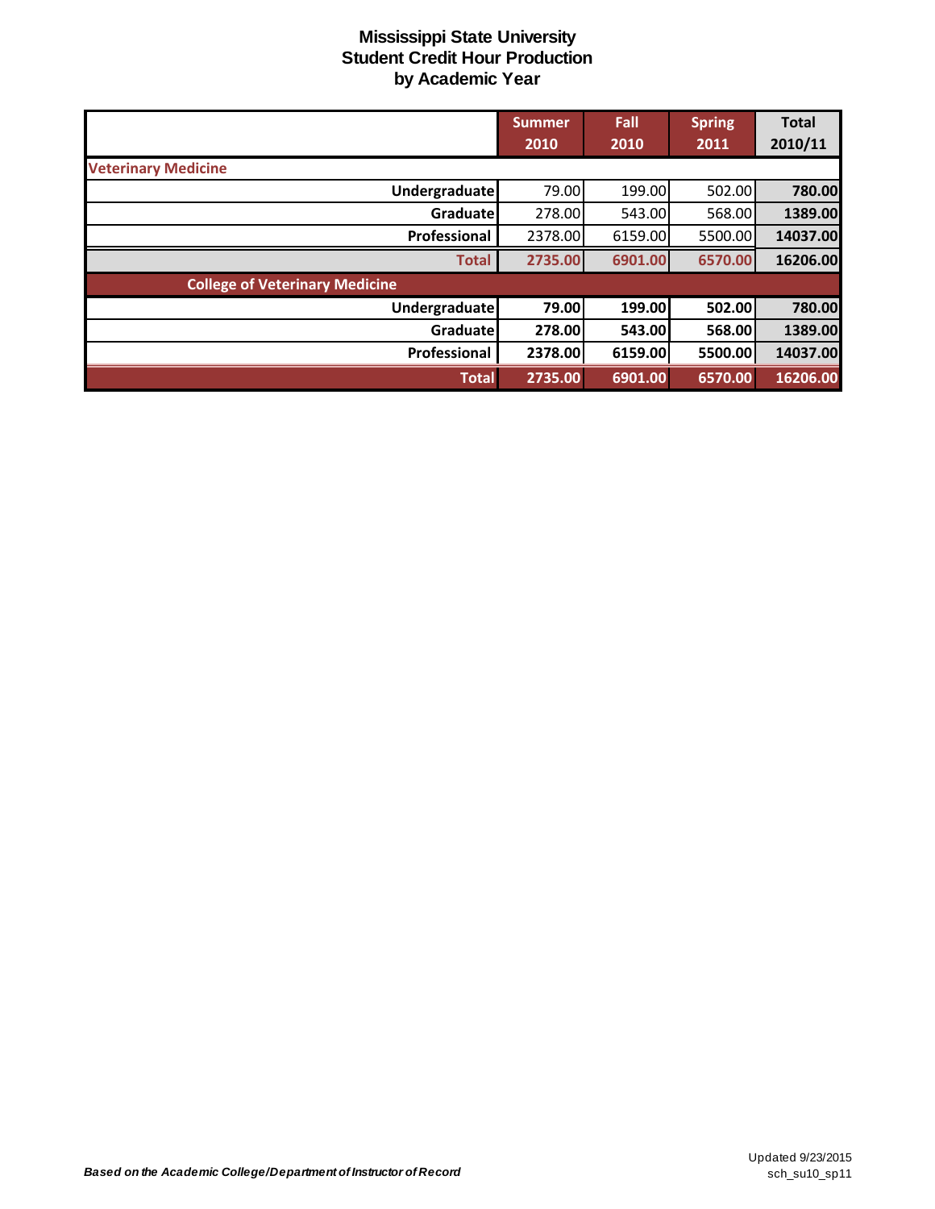# Mississippi State University
## Student Credit Hour Production
## by Academic Year

| | Summer 2010 | Fall 2010 | Spring 2011 | Total 2010/11 |
|---|---|---|---|---|
| **Veterinary Medicine** | | | | |
| **Undergraduate** | 79.00 | 199.00 | 502.00 | **780.00** |
| **Graduate** | 278.00 | 543.00 | 568.00 | **1389.00** |
| **Professional** | 2378.00 | 6159.00 | 5500.00 | **14037.00** |
| **Total** | **2735.00** | **6901.00** | **6570.00** | **16206.00** |
| **College of Veterinary Medicine** | | | | |
| **Undergraduate** | **79.00** | **199.00** | **502.00** | **780.00** |
| **Graduate** | **278.00** | **543.00** | **568.00** | **1389.00** |
| **Professional** | **2378.00** | **6159.00** | **5500.00** | **14037.00** |
| **Total** | **2735.00** | **6901.00** | **6570.00** | **16206.00** |

***Based on the Academic College/Department of Instructor of Record***

Updated 9/23/2015
sch_su10_sp11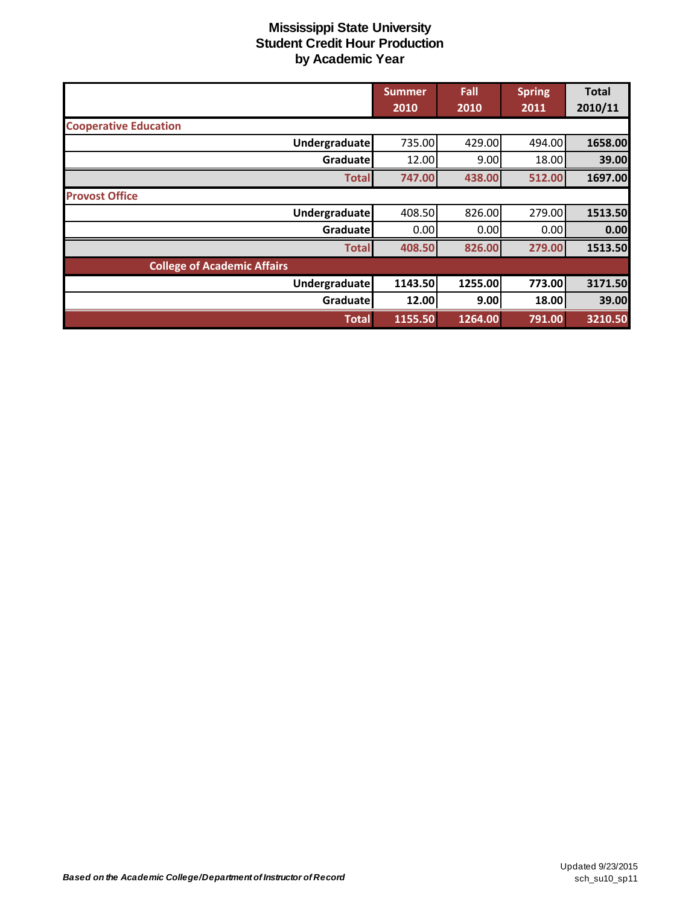# Mississippi State University
## Student Credit Hour Production
## by Academic Year

| | Summer 2010 | Fall 2010 | Spring 2011 | Total 2010/11 |
|---|---|---|---|---|
| **Cooperative Education** | | | | |
| **Undergraduate** | 735.00 | 429.00 | 494.00 | **1658.00** |
| **Graduate** | 12.00 | 9.00 | 18.00 | **39.00** |
| **Total** | **747.00** | **438.00** | **512.00** | **1697.00** |
| **Provost Office** | | | | |
| **Undergraduate** | 408.50 | 826.00 | 279.00 | **1513.50** |
| **Graduate** | 0.00 | 0.00 | 0.00 | **0.00** |
| **Total** | **408.50** | **826.00** | **279.00** | **1513.50** |
| **College of Academic Affairs** | | | | |
| **Undergraduate** | **1143.50** | **1255.00** | **773.00** | **3171.50** |
| **Graduate** | **12.00** | **9.00** | **18.00** | **39.00** |
| **Total** | **1155.50** | **1264.00** | **791.00** | **3210.50** |

***Based on the Academic College/Department of Instructor of Record***

Updated 9/23/2015
sch_su10_sp11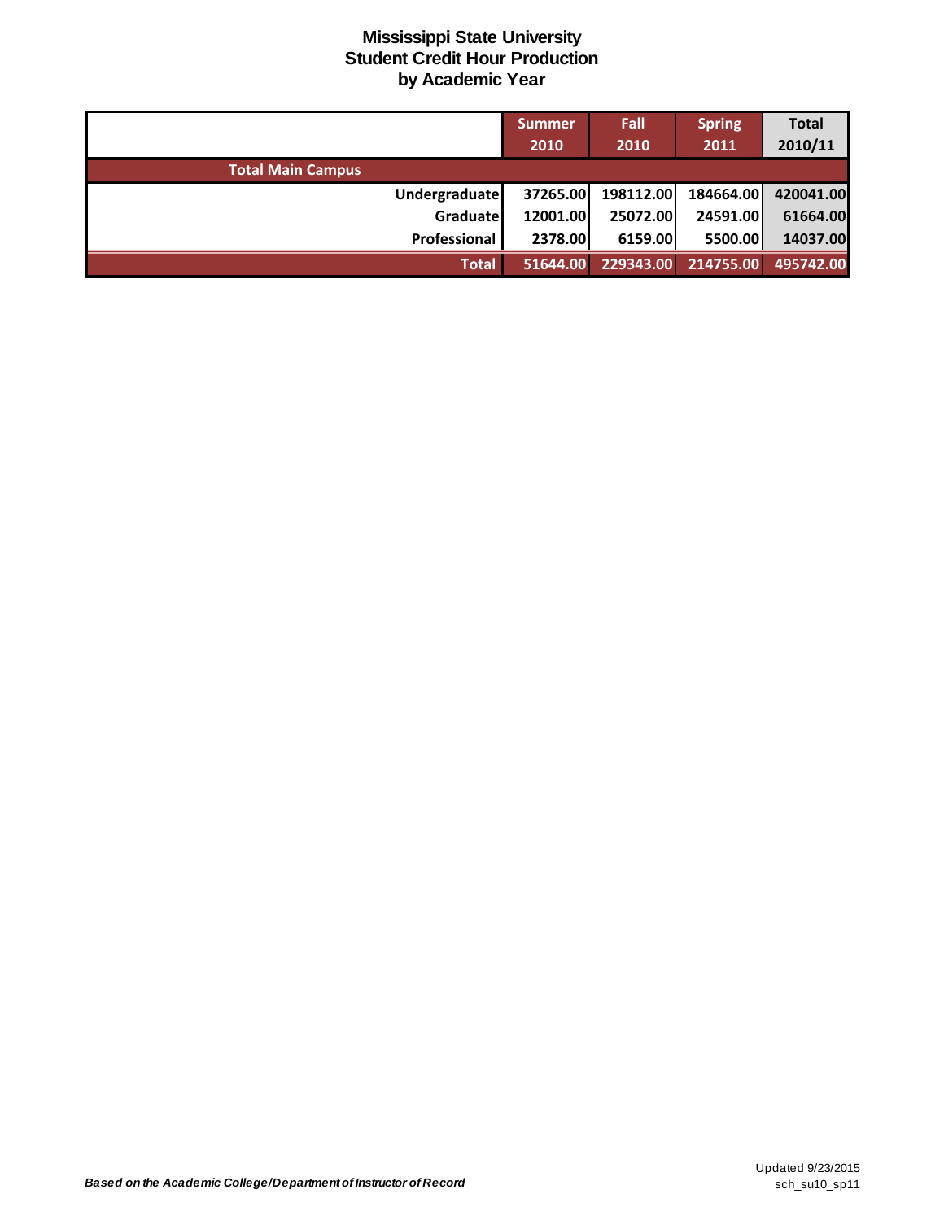# Mississippi State University
## Student Credit Hour Production
## by Academic Year

| | Summer 2010 | Fall 2010 | Spring 2011 | Total 2010/11 |
|---|---|---|---|---|
| **Total Main Campus** | | | | |
| Undergraduate | 37265.00 | 198112.00 | 184664.00 | 420041.00 |
| Graduate | 12001.00 | 25072.00 | 24591.00 | 61664.00 |
| Professional | 2378.00 | 6159.00 | 5500.00 | 14037.00 |
| **Total** | 51644.00 | 229343.00 | 214755.00 | 495742.00 |

*Based on the Academic College/Department of Instructor of Record*

Updated 9/23/2015
sch_su10_sp11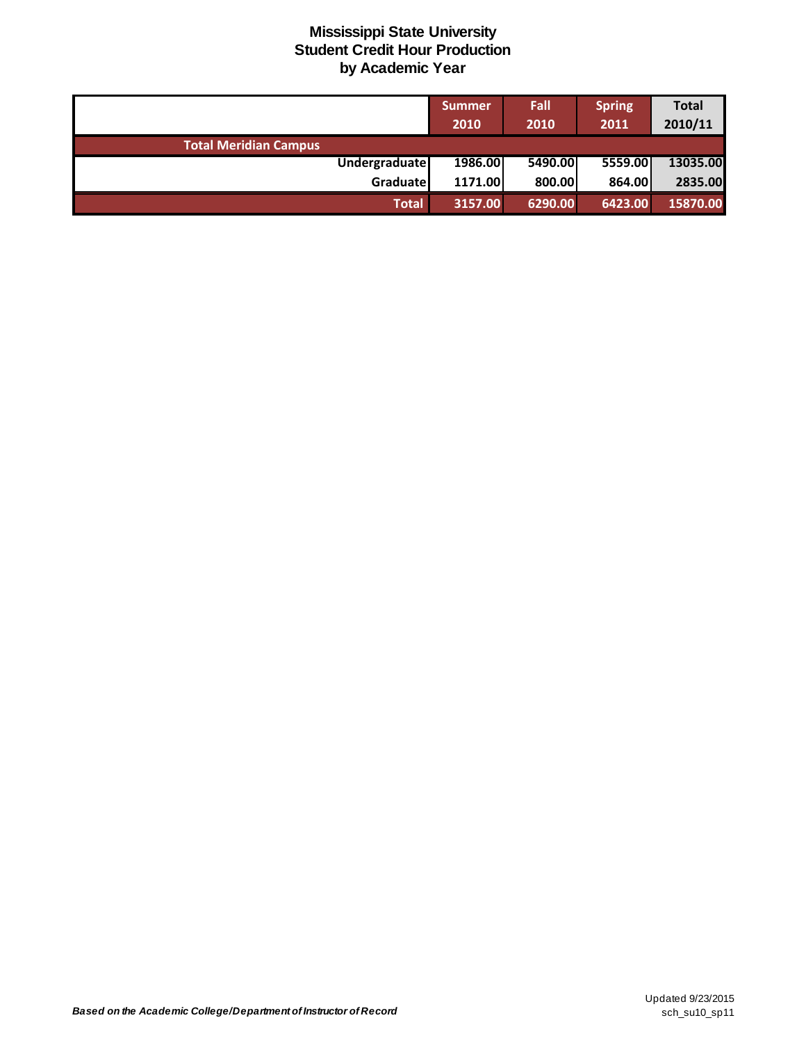# Mississippi State University
## Student Credit Hour Production
## by Academic Year

| | Summer 2010 | Fall 2010 | Spring 2011 | Total 2010/11 |
|---|---|---|---|---|
| **Total Meridian Campus** | | | | |
| Undergraduate | 1986.00 | 5490.00 | 5559.00 | 13035.00 |
| Graduate | 1171.00 | 800.00 | 864.00 | 2835.00 |
| **Total** | **3157.00** | **6290.00** | **6423.00** | **15870.00** |

***Based on the Academic College/Department of Instructor of Record***

Updated 9/23/2015
sch_su10_sp11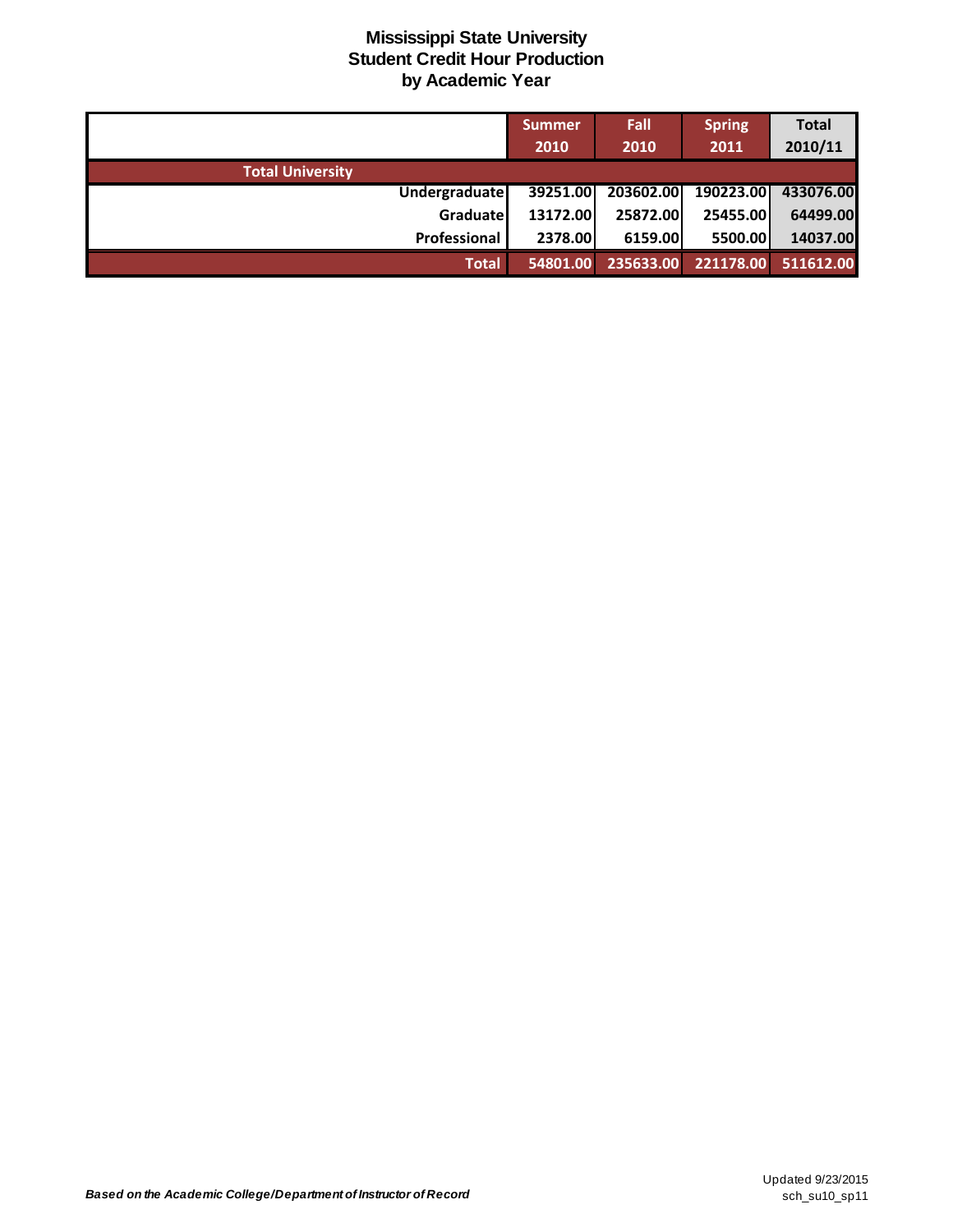# Mississippi State University
## Student Credit Hour Production
## by Academic Year

| | Summer 2010 | Fall 2010 | Spring 2011 | Total 2010/11 |
|---|---|---|---|---|
| **Total University** | | | | |
| Undergraduate | 39251.00 | 203602.00 | 190223.00 | 433076.00 |
| Graduate | 13172.00 | 25872.00 | 25455.00 | 64499.00 |
| Professional | 2378.00 | 6159.00 | 5500.00 | 14037.00 |
| **Total** | **54801.00** | **235633.00** | **221178.00** | **511612.00** |

*Based on the Academic College/Department of Instructor of Record*

Updated 9/23/2015
sch_su10_sp11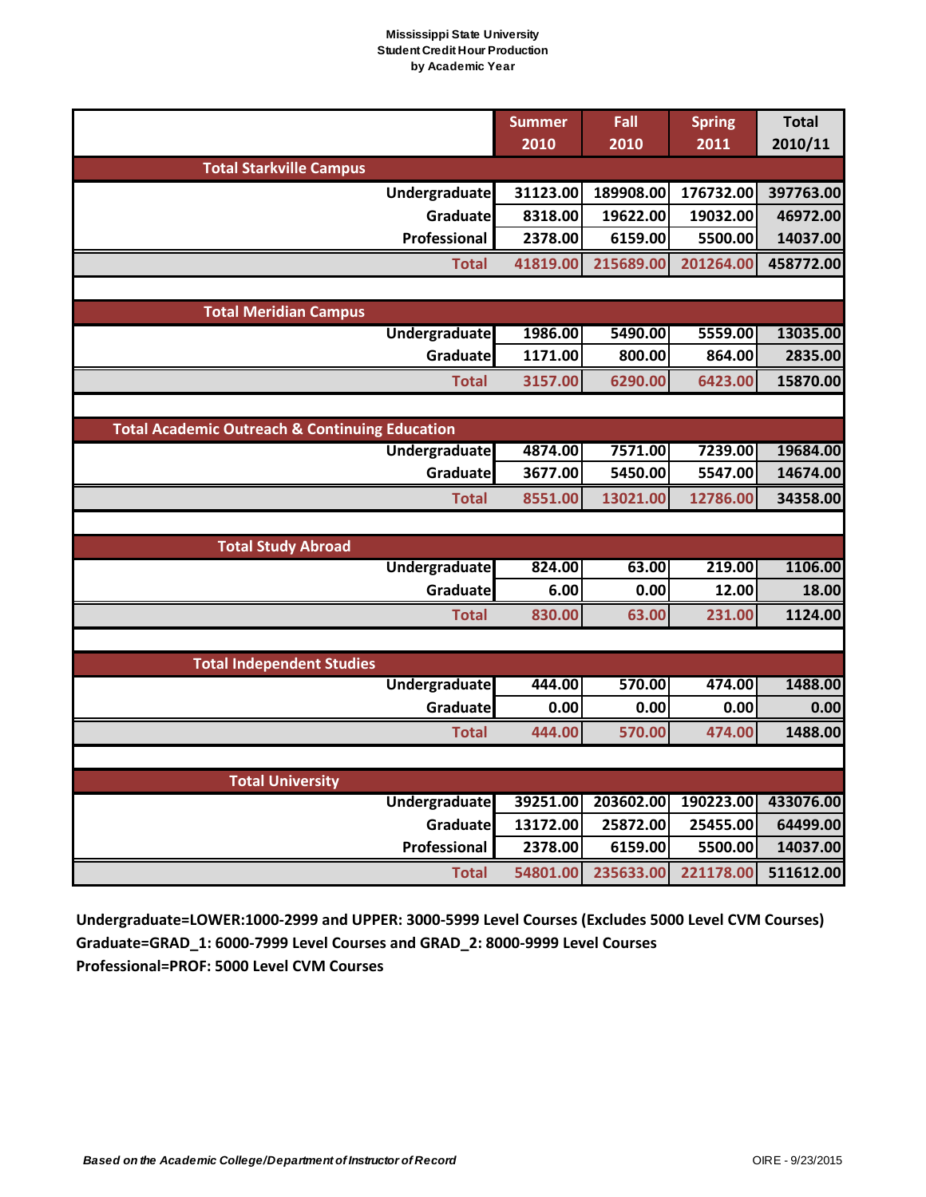**Mississippi State University**
**Student Credit Hour Production**
**by Academic Year**

| | Summer 2010 | Fall 2010 | Spring 2011 | Total 2010/11 |
|---|---|---|---|---|
| **Total Starkville Campus** | | | | |
| Undergraduate | 31123.00 | 189908.00 | 176732.00 | 397763.00 |
| Graduate | 8318.00 | 19622.00 | 19032.00 | 46972.00 |
| Professional | 2378.00 | 6159.00 | 5500.00 | 14037.00 |
| Total | 41819.00 | 215689.00 | 201264.00 | 458772.00 |
| **Total Meridian Campus** | | | | |
| Undergraduate | 1986.00 | 5490.00 | 5559.00 | 13035.00 |
| Graduate | 1171.00 | 800.00 | 864.00 | 2835.00 |
| Total | 3157.00 | 6290.00 | 6423.00 | 15870.00 |
| **Total Academic Outreach & Continuing Education** | | | | |
| Undergraduate | 4874.00 | 7571.00 | 7239.00 | 19684.00 |
| Graduate | 3677.00 | 5450.00 | 5547.00 | 14674.00 |
| Total | 8551.00 | 13021.00 | 12786.00 | 34358.00 |
| **Total Study Abroad** | | | | |
| Undergraduate | 824.00 | 63.00 | 219.00 | 1106.00 |
| Graduate | 6.00 | 0.00 | 12.00 | 18.00 |
| Total | 830.00 | 63.00 | 231.00 | 1124.00 |
| **Total Independent Studies** | | | | |
| Undergraduate | 444.00 | 570.00 | 474.00 | 1488.00 |
| Graduate | 0.00 | 0.00 | 0.00 | 0.00 |
| Total | 444.00 | 570.00 | 474.00 | 1488.00 |
| **Total University** | | | | |
| Undergraduate | 39251.00 | 203602.00 | 190223.00 | 433076.00 |
| Graduate | 13172.00 | 25872.00 | 25455.00 | 64499.00 |
| Professional | 2378.00 | 6159.00 | 5500.00 | 14037.00 |
| Total | 54801.00 | 235633.00 | 221178.00 | 511612.00 |

**Undergraduate=LOWER:1000-2999 and UPPER: 3000-5999 Level Courses (Excludes 5000 Level CVM Courses)**
**Graduate=GRAD_1: 6000-7999 Level Courses and GRAD_2: 8000-9999 Level Courses**
**Professional=PROF: 5000 Level CVM Courses**

***Based on the Academic College/Department of Instructor of Record***

OIRE - 9/23/2015